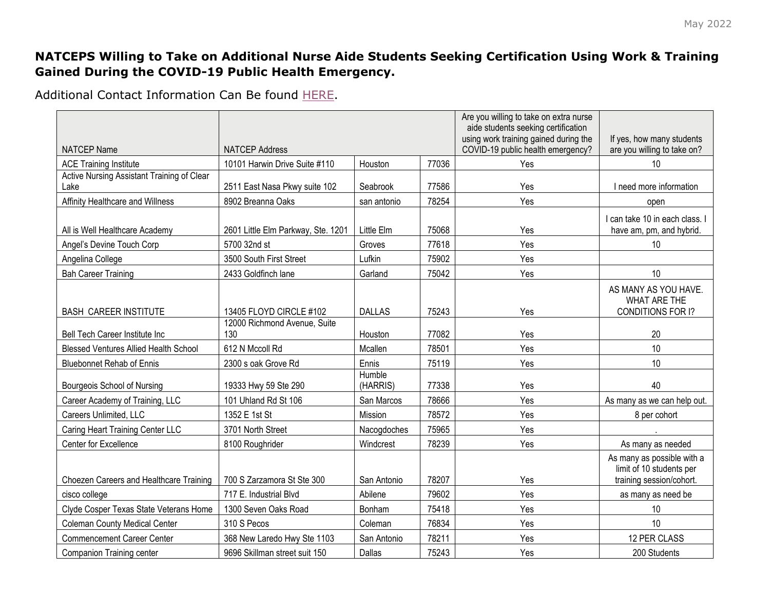# NATCEPS Willing to Take on Additional Nurse Aide Students Seeking Certification Using Work & Training Gained During the COVID-19 Public Health Emergency.

Additional Contact Information Can Be found HERE.

| NATCEP Name | NATCEP Address | | | Are you willing to take on extra nurse aide students seeking certification using work training gained during the COVID-19 public health emergency? | If yes, how many students are you willing to take on? |
|---|---|---|---|---|---|
| ACE Training Institute | 10101 Harwin Drive Suite #110 | Houston | 77036 | Yes | 10 |
| Active Nursing Assistant Training of Clear Lake | 2511 East Nasa Pkwy suite 102 | Seabrook | 77586 | Yes | I need more information |
| Affinity Healthcare and Willness | 8902 Breanna Oaks | san antonio | 78254 | Yes | open |
| All is Well Healthcare Academy | 2601 Little Elm Parkway, Ste. 1201 | Little Elm | 75068 | Yes | I can take 10 in each class. I have am, pm, and hybrid. |
| Angel's Devine Touch Corp | 5700 32nd st | Groves | 77618 | Yes | 10 |
| Angelina College | 3500 South First Street | Lufkin | 75902 | Yes | |
| Bah Career Training | 2433 Goldfinch lane | Garland | 75042 | Yes | 10 |
| BASH CAREER INSTITUTE | 13405 FLOYD CIRCLE #102 | DALLAS | 75243 | Yes | AS MANY AS YOU HAVE. WHAT ARE THE CONDITIONS FOR I? |
| Bell Tech Career Institute Inc | 12000 Richmond Avenue, Suite 130 | Houston | 77082 | Yes | 20 |
| Blessed Ventures Allied Health School | 612 N Mccoll Rd | Mcallen | 78501 | Yes | 10 |
| Bluebonnet Rehab of Ennis | 2300 s oak Grove Rd | Ennis | 75119 | Yes | 10 |
| Bourgeois School of Nursing | 19333 Hwy 59 Ste 290 | Humble (HARRIS) | 77338 | Yes | 40 |
| Career Academy of Training, LLC | 101 Uhland Rd St 106 | San Marcos | 78666 | Yes | As many as we can help out. |
| Careers Unlimited, LLC | 1352 E 1st St | Mission | 78572 | Yes | 8 per cohort |
| Caring Heart Training Center LLC | 3701 North Street | Nacogdoches | 75965 | Yes | . |
| Center for Excellence | 8100 Roughrider | Windcrest | 78239 | Yes | As many as needed |
| Choezen Careers and Healthcare Training | 700 S Zarzamora St Ste 300 | San Antonio | 78207 | Yes | As many as possible with a limit of 10 students per training session/cohort. |
| cisco college | 717 E. Industrial Blvd | Abilene | 79602 | Yes | as many as need be |
| Clyde Cosper Texas State Veterans Home | 1300 Seven Oaks Road | Bonham | 75418 | Yes | 10 |
| Coleman County Medical Center | 310 S Pecos | Coleman | 76834 | Yes | 10 |
| Commencement Career Center | 368 New Laredo Hwy Ste 1103 | San Antonio | 78211 | Yes | 12 PER CLASS |
| Companion Training center | 9696 Skillman street suit 150 | Dallas | 75243 | Yes | 200 Students |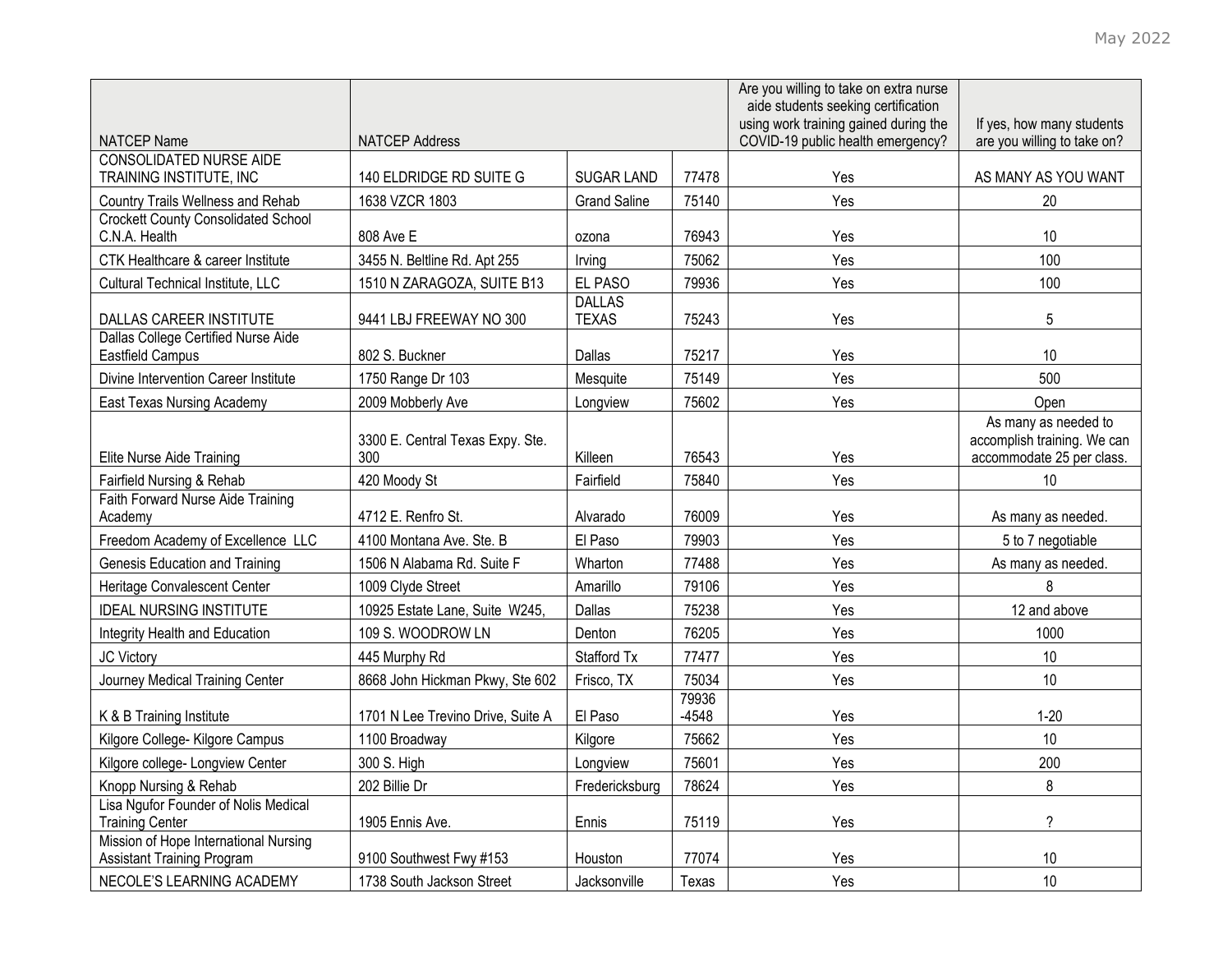| NATCEP Name | NATCEP Address | | | Are you willing to take on extra nurse aide students seeking certification using work training gained during the COVID-19 public health emergency? | If yes, how many students are you willing to take on? |
|---|---|---|---|---|---|
| CONSOLIDATED NURSE AIDE TRAINING INSTITUTE, INC | 140 ELDRIDGE RD SUITE G | SUGAR LAND | 77478 | Yes | AS MANY AS YOU WANT |
| Country Trails Wellness and Rehab | 1638 VZCR 1803 | Grand Saline | 75140 | Yes | 20 |
| Crockett County Consolidated School C.N.A. Health | 808 Ave E | ozona | 76943 | Yes | 10 |
| CTK Healthcare & career Institute | 3455 N. Beltline Rd. Apt 255 | Irving | 75062 | Yes | 100 |
| Cultural Technical Institute, LLC | 1510 N ZARAGOZA, SUITE B13 | EL PASO | 79936 | Yes | 100 |
| DALLAS CAREER INSTITUTE | 9441 LBJ FREEWAY NO 300 | DALLAS TEXAS | 75243 | Yes | 5 |
| Dallas College Certified Nurse Aide Eastfield Campus | 802 S. Buckner | Dallas | 75217 | Yes | 10 |
| Divine Intervention Career Institute | 1750 Range Dr 103 | Mesquite | 75149 | Yes | 500 |
| East Texas Nursing Academy | 2009 Mobberly Ave | Longview | 75602 | Yes | Open |
| Elite Nurse Aide Training | 3300 E. Central Texas Expy. Ste. 300 | Killeen | 76543 | Yes | As many as needed to accomplish training. We can accommodate 25 per class. |
| Fairfield Nursing & Rehab | 420 Moody St | Fairfield | 75840 | Yes | 10 |
| Faith Forward Nurse Aide Training Academy | 4712 E. Renfro St. | Alvarado | 76009 | Yes | As many as needed. |
| Freedom Academy of Excellence LLC | 4100 Montana Ave. Ste. B | El Paso | 79903 | Yes | 5 to 7 negotiable |
| Genesis Education and Training | 1506 N Alabama Rd. Suite F | Wharton | 77488 | Yes | As many as needed. |
| Heritage Convalescent Center | 1009 Clyde Street | Amarillo | 79106 | Yes | 8 |
| IDEAL NURSING INSTITUTE | 10925 Estate Lane, Suite W245, | Dallas | 75238 | Yes | 12 and above |
| Integrity Health and Education | 109 S. WOODROW LN | Denton | 76205 | Yes | 1000 |
| JC Victory | 445 Murphy Rd | Stafford Tx | 77477 | Yes | 10 |
| Journey Medical Training Center | 8668 John Hickman Pkwy, Ste 602 | Frisco, TX | 75034 | Yes | 10 |
| K & B Training Institute | 1701 N Lee Trevino Drive, Suite A | El Paso | 79936 -4548 | Yes | 1-20 |
| Kilgore College- Kilgore Campus | 1100 Broadway | Kilgore | 75662 | Yes | 10 |
| Kilgore college- Longview Center | 300 S. High | Longview | 75601 | Yes | 200 |
| Knopp Nursing & Rehab | 202 Billie Dr | Fredericksburg | 78624 | Yes | 8 |
| Lisa Ngufor Founder of Nolis Medical Training Center | 1905 Ennis Ave. | Ennis | 75119 | Yes | ? |
| Mission of Hope International Nursing Assistant Training Program | 9100 Southwest Fwy #153 | Houston | 77074 | Yes | 10 |
| NECOLE'S LEARNING ACADEMY | 1738 South Jackson Street | Jacksonville | Texas | Yes | 10 |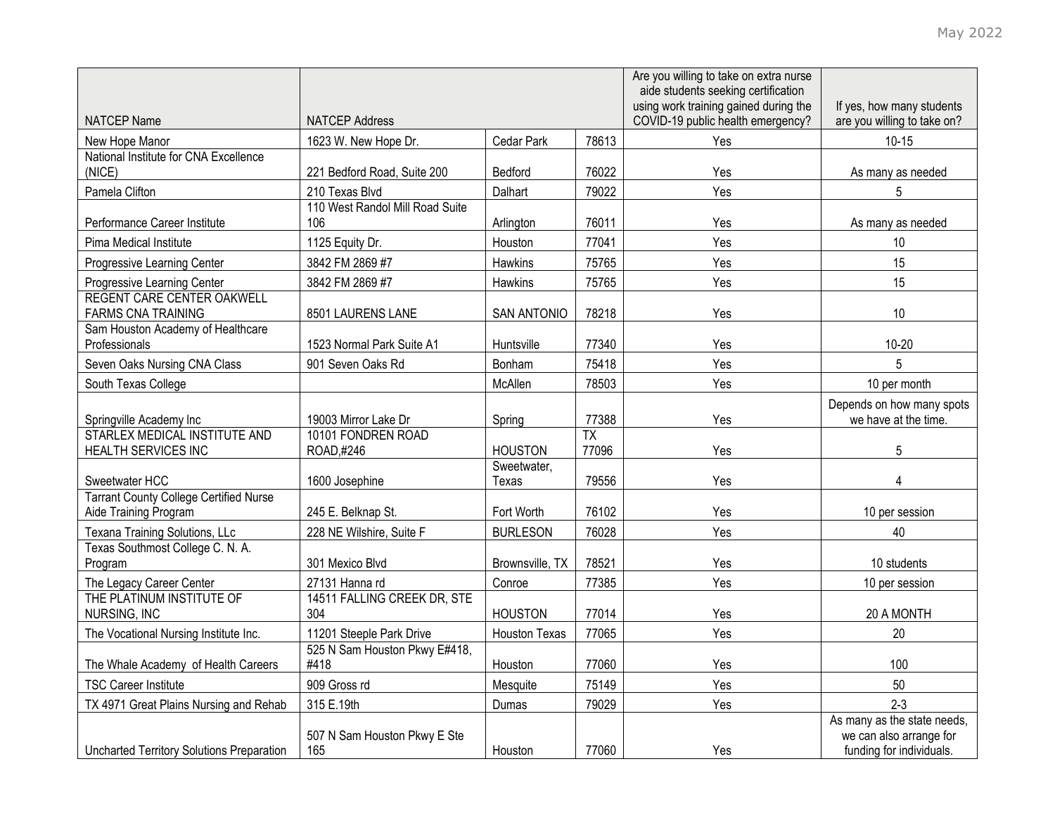| NATCEP Name | NATCEP Address | | | Are you willing to take on extra nurse aide students seeking certification using work training gained during the COVID-19 public health emergency? | If yes, how many students are you willing to take on? |
|---|---|---|---|---|---|
| New Hope Manor | 1623 W. New Hope Dr. | Cedar Park | 78613 | Yes | 10-15 |
| National Institute for CNA Excellence (NICE) | 221 Bedford Road, Suite 200 | Bedford | 76022 | Yes | As many as needed |
| Pamela Clifton | 210 Texas Blvd | Dalhart | 79022 | Yes | 5 |
| Performance Career Institute | 110 West Randol Mill Road Suite 106 | Arlington | 76011 | Yes | As many as needed |
| Pima Medical Institute | 1125 Equity Dr. | Houston | 77041 | Yes | 10 |
| Progressive Learning Center | 3842 FM 2869 #7 | Hawkins | 75765 | Yes | 15 |
| Progressive Learning Center | 3842 FM 2869 #7 | Hawkins | 75765 | Yes | 15 |
| REGENT CARE CENTER OAKWELL FARMS CNA TRAINING | 8501 LAURENS LANE | SAN ANTONIO | 78218 | Yes | 10 |
| Sam Houston Academy of Healthcare Professionals | 1523 Normal Park Suite A1 | Huntsville | 77340 | Yes | 10-20 |
| Seven Oaks Nursing CNA Class | 901 Seven Oaks Rd | Bonham | 75418 | Yes | 5 |
| South Texas College | | McAllen | 78503 | Yes | 10 per month |
| Springville Academy Inc | 19003 Mirror Lake Dr | Spring | 77388 | Yes | Depends on how many spots we have at the time. |
| STARLEX MEDICAL INSTITUTE AND HEALTH SERVICES INC | 10101 FONDREN ROAD ROAD,#246 | HOUSTON | TX 77096 | Yes | 5 |
| Sweetwater HCC | 1600 Josephine | Sweetwater, Texas | 79556 | Yes | 4 |
| Tarrant County College Certified Nurse Aide Training Program | 245 E. Belknap St. | Fort Worth | 76102 | Yes | 10 per session |
| Texana Training Solutions, LLc | 228 NE Wilshire, Suite F | BURLESON | 76028 | Yes | 40 |
| Texas Southmost College C. N. A. Program | 301 Mexico Blvd | Brownsville, TX | 78521 | Yes | 10 students |
| The Legacy Career Center | 27131 Hanna rd | Conroe | 77385 | Yes | 10 per session |
| THE PLATINUM INSTITUTE OF NURSING, INC | 14511 FALLING CREEK DR, STE 304 | HOUSTON | 77014 | Yes | 20 A MONTH |
| The Vocational Nursing Institute Inc. | 11201 Steeple Park Drive | Houston Texas | 77065 | Yes | 20 |
| The Whale Academy of Health Careers | 525 N Sam Houston Pkwy E#418, #418 | Houston | 77060 | Yes | 100 |
| TSC Career Institute | 909 Gross rd | Mesquite | 75149 | Yes | 50 |
| TX 4971 Great Plains Nursing and Rehab | 315 E.19th | Dumas | 79029 | Yes | 2-3 |
| Uncharted Territory Solutions Preparation | 507 N Sam Houston Pkwy E Ste 165 | Houston | 77060 | Yes | As many as the state needs, we can also arrange for funding for individuals. |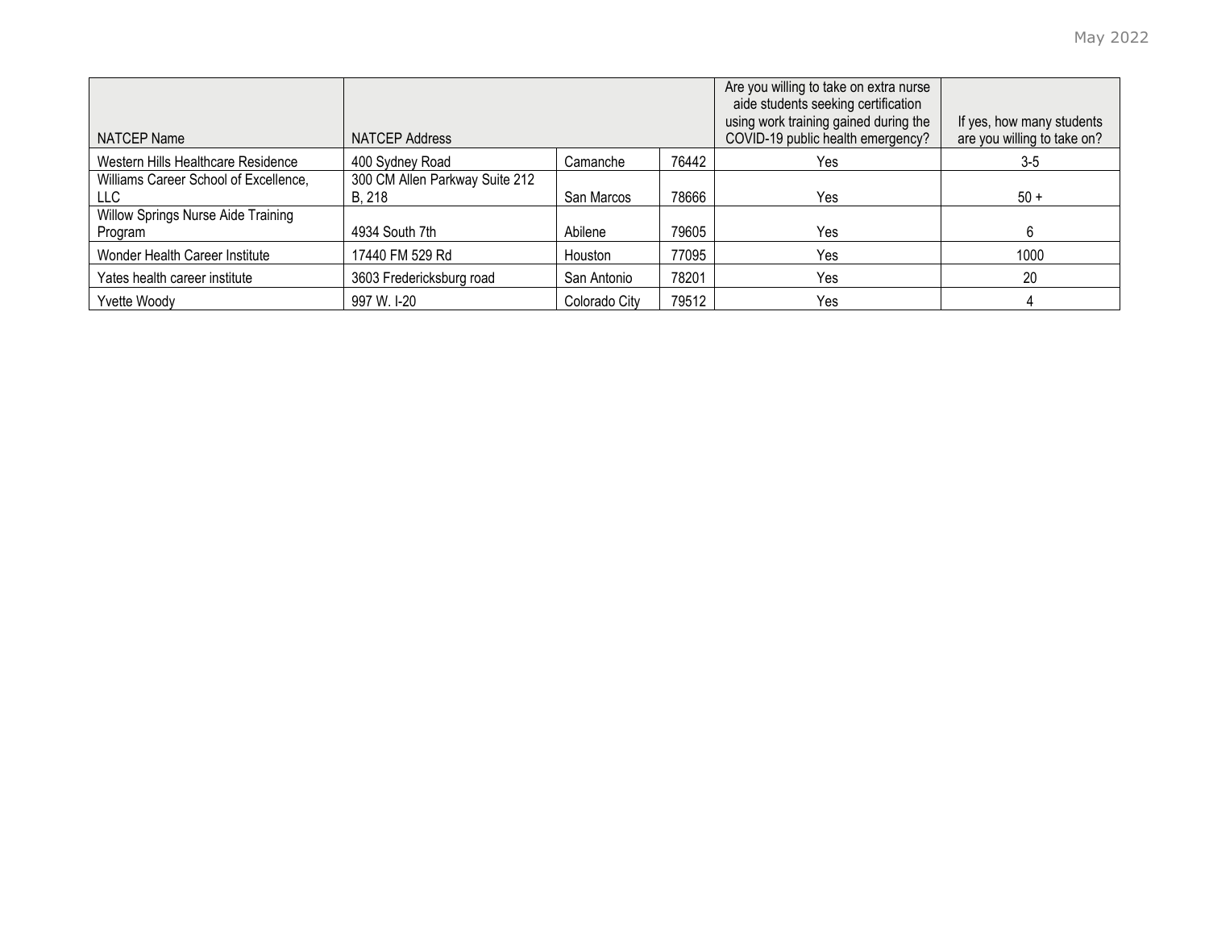| NATCEP Name | NATCEP Address | | | Are you willing to take on extra nurse aide students seeking certification using work training gained during the COVID-19 public health emergency? | If yes, how many students are you willing to take on? |
|---|---|---|---|---|---|
| Western Hills Healthcare Residence | 400 Sydney Road | Camanche | 76442 | Yes | 3-5 |
| Williams Career School of Excellence, LLC | 300 CM Allen Parkway Suite 212 B, 218 | San Marcos | 78666 | Yes | 50 + |
| Willow Springs Nurse Aide Training Program | 4934 South 7th | Abilene | 79605 | Yes | 6 |
| Wonder Health Career Institute | 17440 FM 529 Rd | Houston | 77095 | Yes | 1000 |
| Yates health career institute | 3603 Fredericksburg road | San Antonio | 78201 | Yes | 20 |
| Yvette Woody | 997 W. I-20 | Colorado City | 79512 | Yes | 4 |